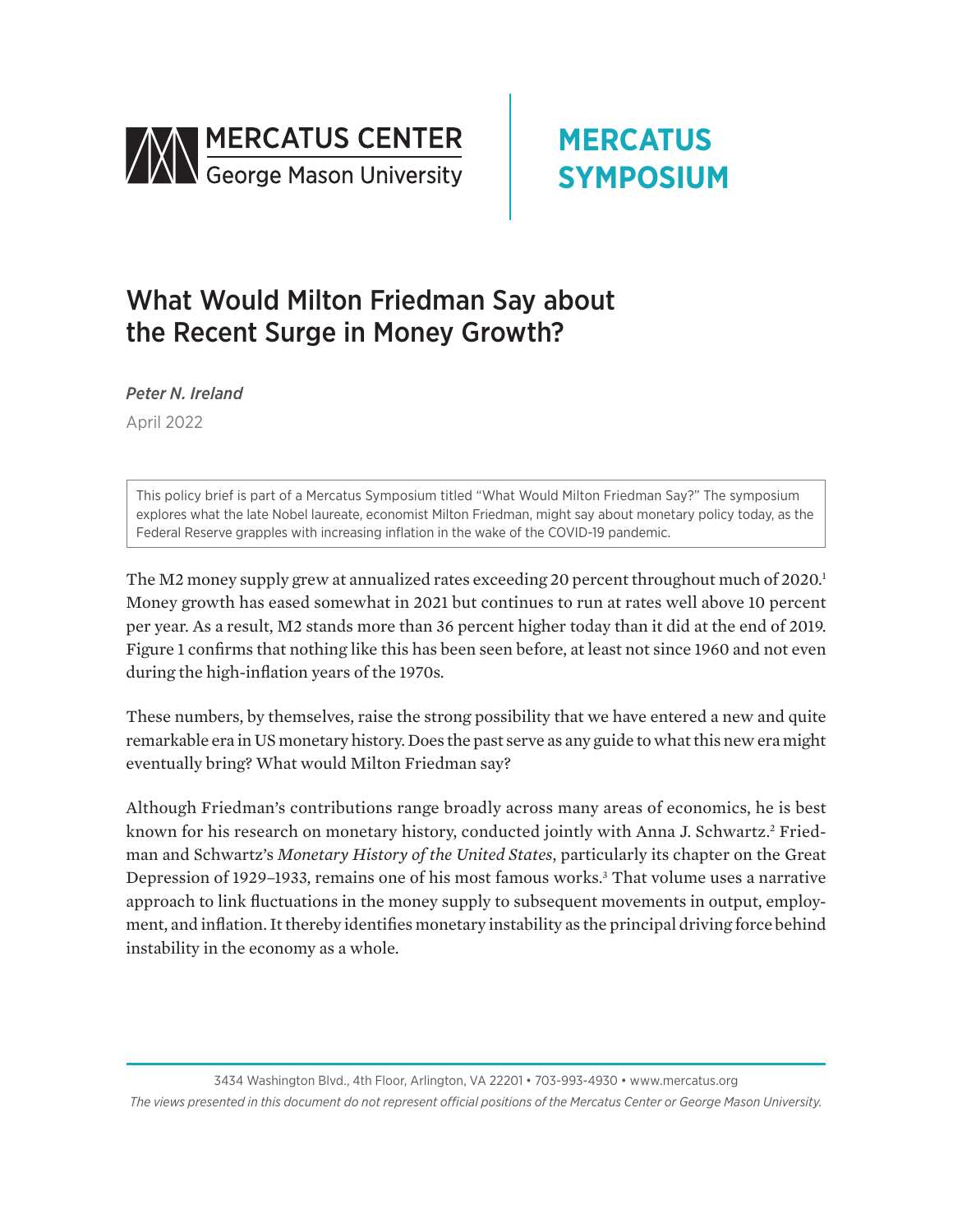MERCATUS CENTER
George Mason University

MERCATUS SYMPOSIUM

# What Would Milton Friedman Say about the Recent Surge in Money Growth?

*Peter N. Ireland*

April 2022

This policy brief is part of a Mercatus Symposium titled "What Would Milton Friedman Say?" The symposium explores what the late Nobel laureate, economist Milton Friedman, might say about monetary policy today, as the Federal Reserve grapples with increasing inflation in the wake of the COVID-19 pandemic.

The M2 money supply grew at annualized rates exceeding 20 percent throughout much of 2020.[1] Money growth has eased somewhat in 2021 but continues to run at rates well above 10 percent per year. As a result, M2 stands more than 36 percent higher today than it did at the end of 2019. Figure 1 confirms that nothing like this has been seen before, at least not since 1960 and not even during the high-inflation years of the 1970s.

These numbers, by themselves, raise the strong possibility that we have entered a new and quite remarkable era in US monetary history. Does the past serve as any guide to what this new era might eventually bring? What would Milton Friedman say?

Although Friedman's contributions range broadly across many areas of economics, he is best known for his research on monetary history, conducted jointly with Anna J. Schwartz.[2] Friedman and Schwartz's *Monetary History of the United States*, particularly its chapter on the Great Depression of 1929–1933, remains one of his most famous works.[3] That volume uses a narrative approach to link fluctuations in the money supply to subsequent movements in output, employment, and inflation. It thereby identifies monetary instability as the principal driving force behind instability in the economy as a whole.

3434 Washington Blvd., 4th Floor, Arlington, VA 22201 • 703-993-4930 • www.mercatus.org

*The views presented in this document do not represent official positions of the Mercatus Center or George Mason University.*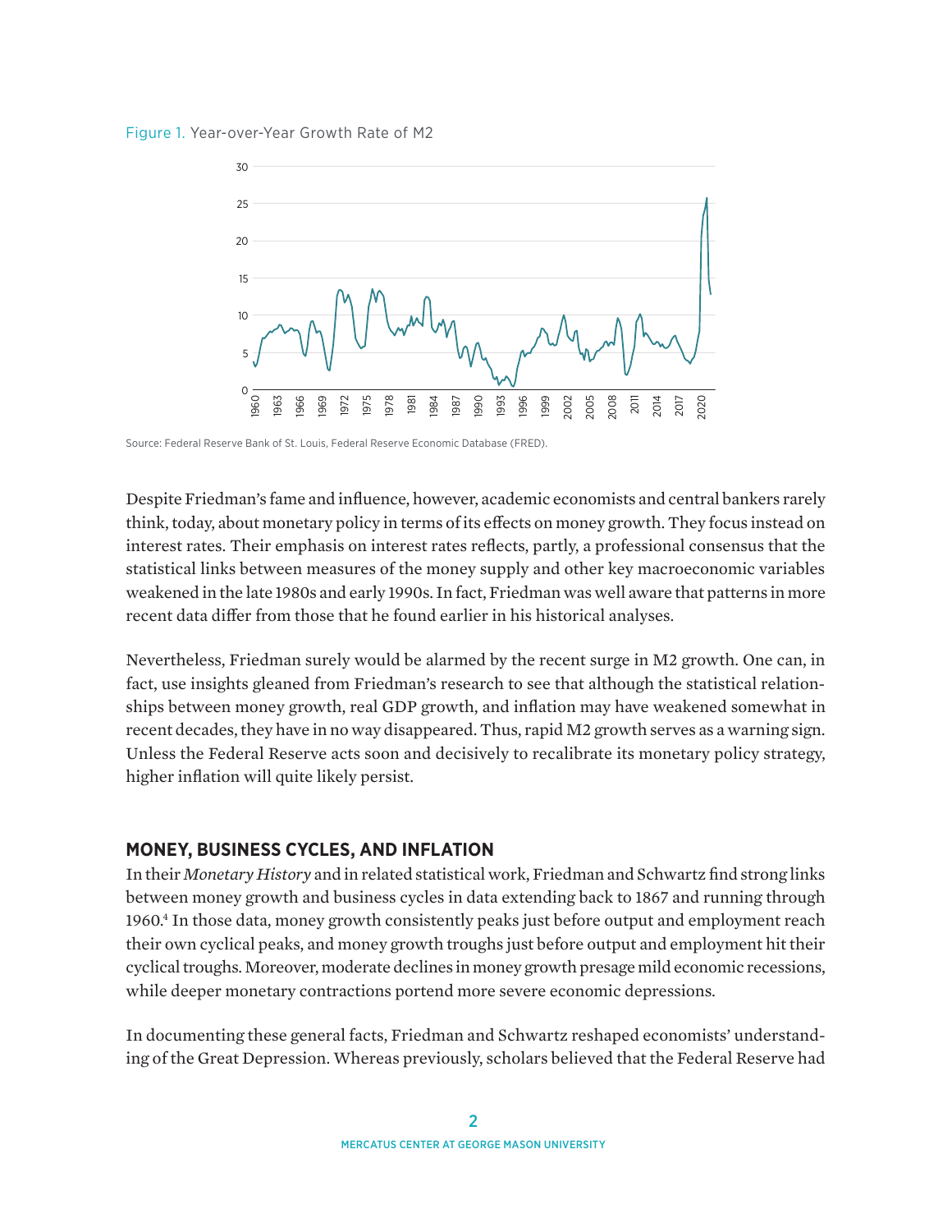Figure 1. Year-over-Year Growth Rate of M2

Source: Federal Reserve Bank of St. Louis, Federal Reserve Economic Database (FRED).

Despite Friedman's fame and influence, however, academic economists and central bankers rarely think, today, about monetary policy in terms of its effects on money growth. They focus instead on interest rates. Their emphasis on interest rates reflects, partly, a professional consensus that the statistical links between measures of the money supply and other key macroeconomic variables weakened in the late 1980s and early 1990s. In fact, Friedman was well aware that patterns in more recent data differ from those that he found earlier in his historical analyses.

Nevertheless, Friedman surely would be alarmed by the recent surge in M2 growth. One can, in fact, use insights gleaned from Friedman's research to see that although the statistical relationships between money growth, real GDP growth, and inflation may have weakened somewhat in recent decades, they have in no way disappeared. Thus, rapid M2 growth serves as a warning sign. Unless the Federal Reserve acts soon and decisively to recalibrate its monetary policy strategy, higher inflation will quite likely persist.

## MONEY, BUSINESS CYCLES, AND INFLATION

In their *Monetary History* and in related statistical work, Friedman and Schwartz find strong links between money growth and business cycles in data extending back to 1867 and running through 1960.[4] In those data, money growth consistently peaks just before output and employment reach their own cyclical peaks, and money growth troughs just before output and employment hit their cyclical troughs. Moreover, moderate declines in money growth presage mild economic recessions, while deeper monetary contractions portend more severe economic depressions.

In documenting these general facts, Friedman and Schwartz reshaped economists' understanding of the Great Depression. Whereas previously, scholars believed that the Federal Reserve had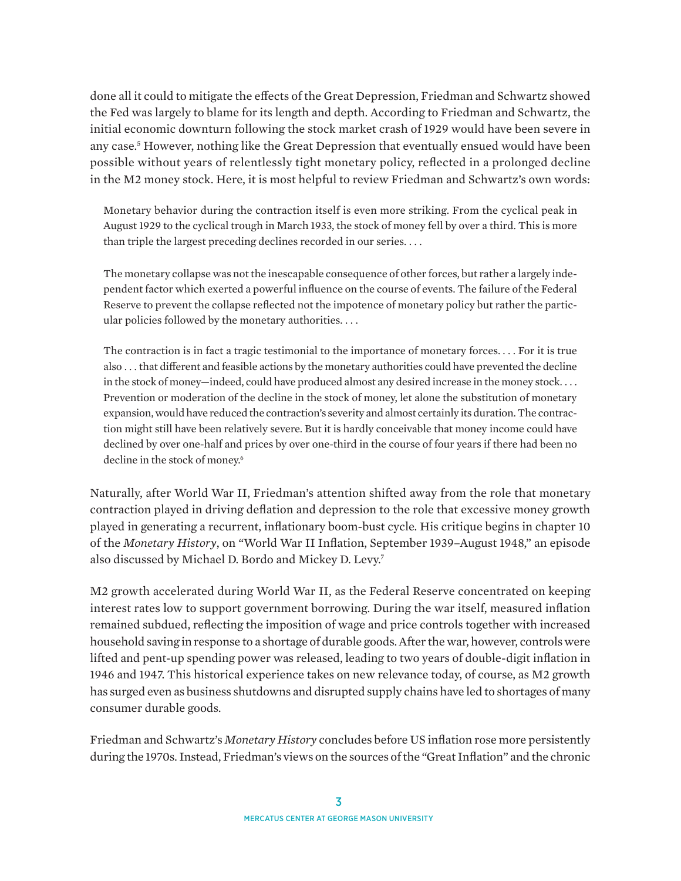done all it could to mitigate the effects of the Great Depression, Friedman and Schwartz showed the Fed was largely to blame for its length and depth. According to Friedman and Schwartz, the initial economic downturn following the stock market crash of 1929 would have been severe in any case.[5] However, nothing like the Great Depression that eventually ensued would have been possible without years of relentlessly tight monetary policy, reflected in a prolonged decline in the M2 money stock. Here, it is most helpful to review Friedman and Schwartz's own words:

> Monetary behavior during the contraction itself is even more striking. From the cyclical peak in August 1929 to the cyclical trough in March 1933, the stock of money fell by over a third. This is more than triple the largest preceding declines recorded in our series. . . .
>
> The monetary collapse was not the inescapable consequence of other forces, but rather a largely independent factor which exerted a powerful influence on the course of events. The failure of the Federal Reserve to prevent the collapse reflected not the impotence of monetary policy but rather the particular policies followed by the monetary authorities. . . .
>
> The contraction is in fact a tragic testimonial to the importance of monetary forces. . . . For it is true also . . . that different and feasible actions by the monetary authorities could have prevented the decline in the stock of money—indeed, could have produced almost any desired increase in the money stock. . . . Prevention or moderation of the decline in the stock of money, let alone the substitution of monetary expansion, would have reduced the contraction's severity and almost certainly its duration. The contraction might still have been relatively severe. But it is hardly conceivable that money income could have declined by over one-half and prices by over one-third in the course of four years if there had been no decline in the stock of money.[6]

Naturally, after World War II, Friedman's attention shifted away from the role that monetary contraction played in driving deflation and depression to the role that excessive money growth played in generating a recurrent, inflationary boom-bust cycle. His critique begins in chapter 10 of the *Monetary History*, on "World War II Inflation, September 1939–August 1948," an episode also discussed by Michael D. Bordo and Mickey D. Levy.[7]

M2 growth accelerated during World War II, as the Federal Reserve concentrated on keeping interest rates low to support government borrowing. During the war itself, measured inflation remained subdued, reflecting the imposition of wage and price controls together with increased household saving in response to a shortage of durable goods. After the war, however, controls were lifted and pent-up spending power was released, leading to two years of double-digit inflation in 1946 and 1947. This historical experience takes on new relevance today, of course, as M2 growth has surged even as business shutdowns and disrupted supply chains have led to shortages of many consumer durable goods.

Friedman and Schwartz's *Monetary History* concludes before US inflation rose more persistently during the 1970s. Instead, Friedman's views on the sources of the "Great Inflation" and the chronic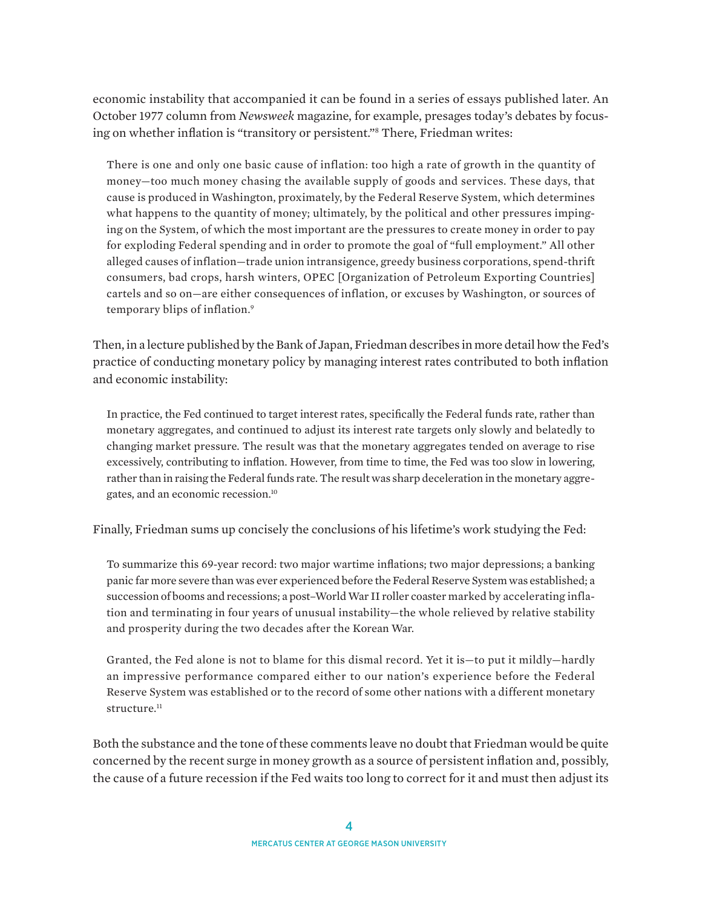economic instability that accompanied it can be found in a series of essays published later. An October 1977 column from *Newsweek* magazine, for example, presages today's debates by focusing on whether inflation is "transitory or persistent."[8] There, Friedman writes:

> There is one and only one basic cause of inflation: too high a rate of growth in the quantity of money—too much money chasing the available supply of goods and services. These days, that cause is produced in Washington, proximately, by the Federal Reserve System, which determines what happens to the quantity of money; ultimately, by the political and other pressures impinging on the System, of which the most important are the pressures to create money in order to pay for exploding Federal spending and in order to promote the goal of "full employment." All other alleged causes of inflation—trade union intransigence, greedy business corporations, spend-thrift consumers, bad crops, harsh winters, OPEC [Organization of Petroleum Exporting Countries] cartels and so on—are either consequences of inflation, or excuses by Washington, or sources of temporary blips of inflation.[9]

Then, in a lecture published by the Bank of Japan, Friedman describes in more detail how the Fed's practice of conducting monetary policy by managing interest rates contributed to both inflation and economic instability:

> In practice, the Fed continued to target interest rates, specifically the Federal funds rate, rather than monetary aggregates, and continued to adjust its interest rate targets only slowly and belatedly to changing market pressure. The result was that the monetary aggregates tended on average to rise excessively, contributing to inflation. However, from time to time, the Fed was too slow in lowering, rather than in raising the Federal funds rate. The result was sharp deceleration in the monetary aggregates, and an economic recession.[10]

Finally, Friedman sums up concisely the conclusions of his lifetime's work studying the Fed:

> To summarize this 69-year record: two major wartime inflations; two major depressions; a banking panic far more severe than was ever experienced before the Federal Reserve System was established; a succession of booms and recessions; a post–World War II roller coaster marked by accelerating inflation and terminating in four years of unusual instability—the whole relieved by relative stability and prosperity during the two decades after the Korean War.
>
> Granted, the Fed alone is not to blame for this dismal record. Yet it is—to put it mildly—hardly an impressive performance compared either to our nation's experience before the Federal Reserve System was established or to the record of some other nations with a different monetary structure.[11]

Both the substance and the tone of these comments leave no doubt that Friedman would be quite concerned by the recent surge in money growth as a source of persistent inflation and, possibly, the cause of a future recession if the Fed waits too long to correct for it and must then adjust its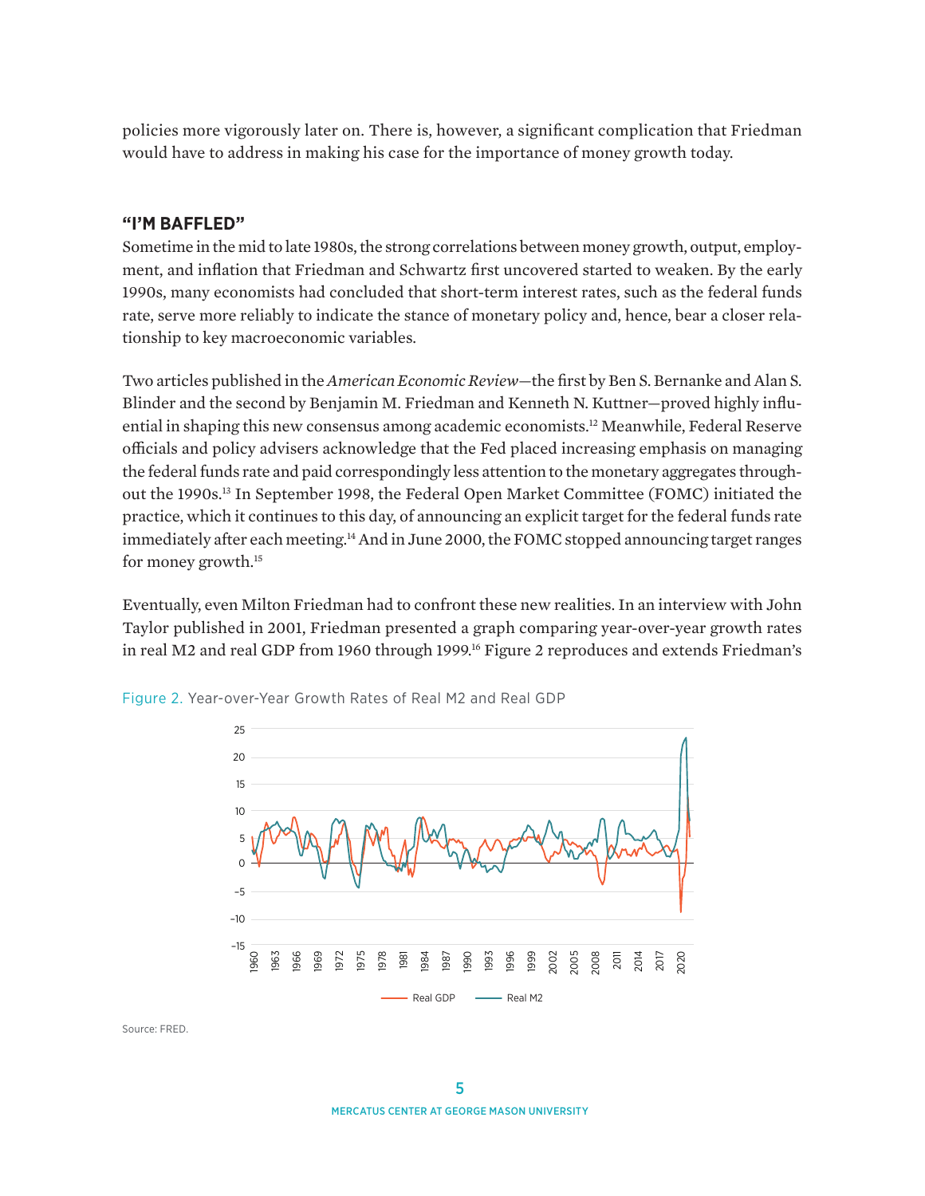policies more vigorously later on. There is, however, a significant complication that Friedman would have to address in making his case for the importance of money growth today.

## "I'M BAFFLED"

Sometime in the mid to late 1980s, the strong correlations between money growth, output, employment, and inflation that Friedman and Schwartz first uncovered started to weaken. By the early 1990s, many economists had concluded that short-term interest rates, such as the federal funds rate, serve more reliably to indicate the stance of monetary policy and, hence, bear a closer relationship to key macroeconomic variables.

Two articles published in the *American Economic Review*—the first by Ben S. Bernanke and Alan S. Blinder and the second by Benjamin M. Friedman and Kenneth N. Kuttner—proved highly influential in shaping this new consensus among academic economists.[12] Meanwhile, Federal Reserve officials and policy advisers acknowledge that the Fed placed increasing emphasis on managing the federal funds rate and paid correspondingly less attention to the monetary aggregates throughout the 1990s.[13] In September 1998, the Federal Open Market Committee (FOMC) initiated the practice, which it continues to this day, of announcing an explicit target for the federal funds rate immediately after each meeting.[14] And in June 2000, the FOMC stopped announcing target ranges for money growth.[15]

Eventually, even Milton Friedman had to confront these new realities. In an interview with John Taylor published in 2001, Friedman presented a graph comparing year-over-year growth rates in real M2 and real GDP from 1960 through 1999.[16] Figure 2 reproduces and extends Friedman's

Figure 2. Year-over-Year Growth Rates of Real M2 and Real GDP

Source: FRED.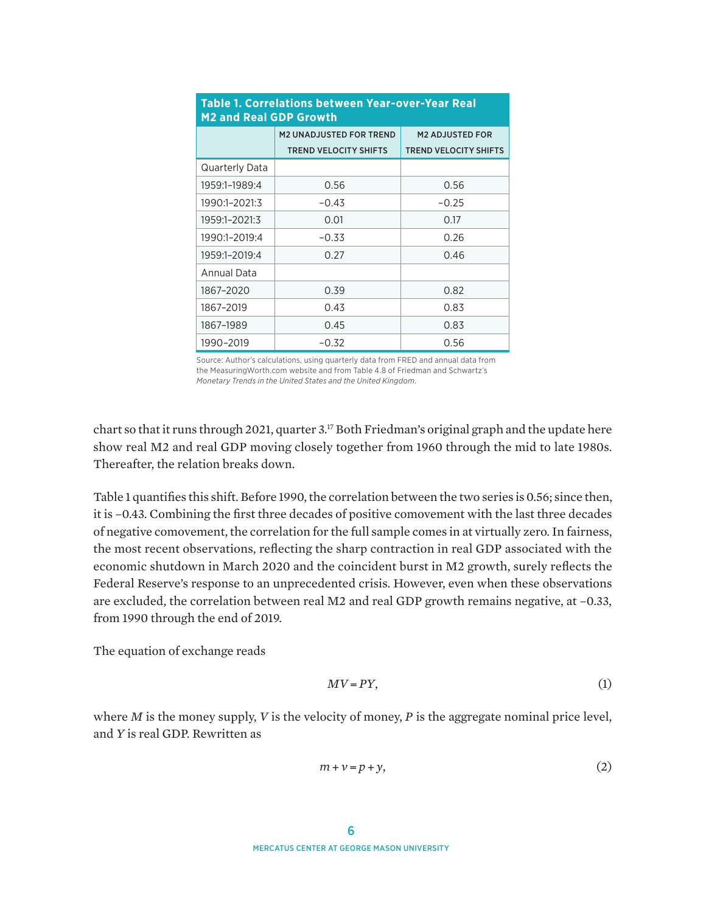**Table 1. Correlations between Year-over-Year Real M2 and Real GDP Growth**

| | M2 UNADJUSTED FOR TREND TREND VELOCITY SHIFTS | M2 ADJUSTED FOR TREND VELOCITY SHIFTS |
|---|---|---|
| Quarterly Data | | |
| 1959:1–1989:4 | 0.56 | 0.56 |
| 1990:1–2021:3 | −0.43 | −0.25 |
| 1959:1–2021:3 | 0.01 | 0.17 |
| 1990:1–2019:4 | −0.33 | 0.26 |
| 1959:1–2019:4 | 0.27 | 0.46 |
| Annual Data | | |
| 1867–2020 | 0.39 | 0.82 |
| 1867–2019 | 0.43 | 0.83 |
| 1867–1989 | 0.45 | 0.83 |
| 1990–2019 | −0.32 | 0.56 |

Source: Author's calculations, using quarterly data from FRED and annual data from the MeasuringWorth.com website and from Table 4.8 of Friedman and Schwartz's *Monetary Trends in the United States and the United Kingdom*.

chart so that it runs through 2021, quarter 3.[17] Both Friedman's original graph and the update here show real M2 and real GDP moving closely together from 1960 through the mid to late 1980s. Thereafter, the relation breaks down.

Table 1 quantifies this shift. Before 1990, the correlation between the two series is 0.56; since then, it is −0.43. Combining the first three decades of positive comovement with the last three decades of negative comovement, the correlation for the full sample comes in at virtually zero. In fairness, the most recent observations, reflecting the sharp contraction in real GDP associated with the economic shutdown in March 2020 and the coincident burst in M2 growth, surely reflects the Federal Reserve's response to an unprecedented crisis. However, even when these observations are excluded, the correlation between real M2 and real GDP growth remains negative, at −0.33, from 1990 through the end of 2019.

The equation of exchange reads

$$MV = PY, \tag{1}$$

where $M$ is the money supply, $V$ is the velocity of money, $P$ is the aggregate nominal price level, and $Y$ is real GDP. Rewritten as

$$m + v = p + y, \tag{2}$$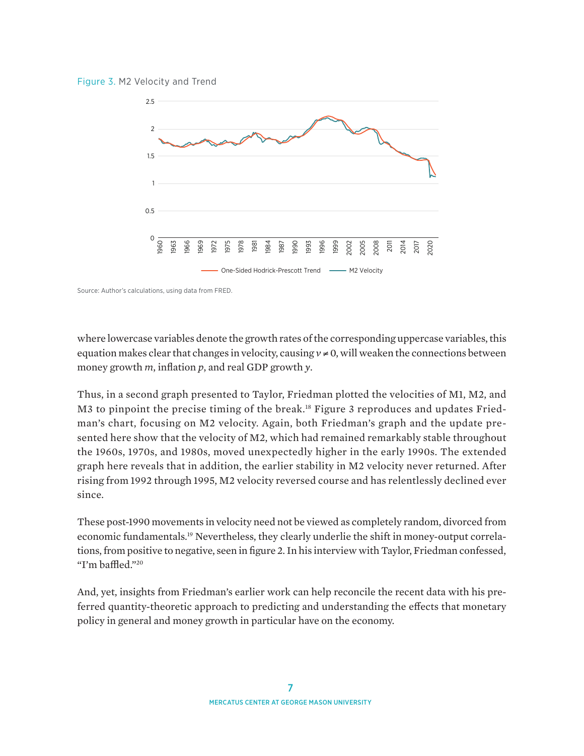Figure 3. M2 Velocity and Trend

Source: Author's calculations, using data from FRED.

where lowercase variables denote the growth rates of the corresponding uppercase variables, this equation makes clear that changes in velocity, causing $v \neq 0$, will weaken the connections between money growth $m$, inflation $p$, and real GDP growth $y$.

Thus, in a second graph presented to Taylor, Friedman plotted the velocities of M1, M2, and M3 to pinpoint the precise timing of the break.[18] Figure 3 reproduces and updates Friedman's chart, focusing on M2 velocity. Again, both Friedman's graph and the update presented here show that the velocity of M2, which had remained remarkably stable throughout the 1960s, 1970s, and 1980s, moved unexpectedly higher in the early 1990s. The extended graph here reveals that in addition, the earlier stability in M2 velocity never returned. After rising from 1992 through 1995, M2 velocity reversed course and has relentlessly declined ever since.

These post-1990 movements in velocity need not be viewed as completely random, divorced from economic fundamentals.[19] Nevertheless, they clearly underlie the shift in money-output correlations, from positive to negative, seen in figure 2. In his interview with Taylor, Friedman confessed, "I'm baffled."[20]

And, yet, insights from Friedman's earlier work can help reconcile the recent data with his preferred quantity-theoretic approach to predicting and understanding the effects that monetary policy in general and money growth in particular have on the economy.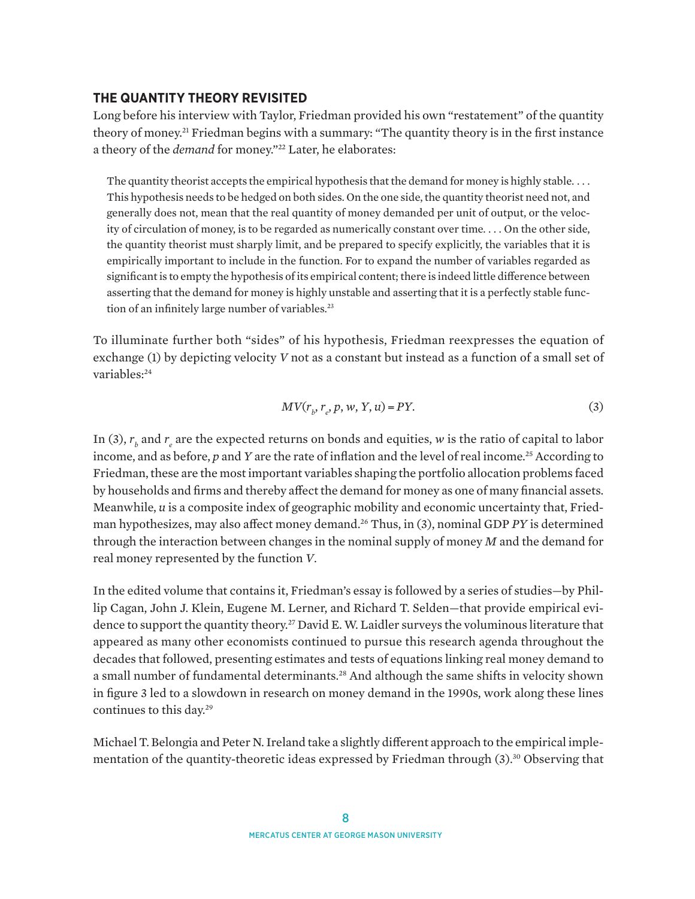## THE QUANTITY THEORY REVISITED

Long before his interview with Taylor, Friedman provided his own "restatement" of the quantity theory of money.[21] Friedman begins with a summary: "The quantity theory is in the first instance a theory of the *demand* for money."[22] Later, he elaborates:

> The quantity theorist accepts the empirical hypothesis that the demand for money is highly stable. . . . This hypothesis needs to be hedged on both sides. On the one side, the quantity theorist need not, and generally does not, mean that the real quantity of money demanded per unit of output, or the velocity of circulation of money, is to be regarded as numerically constant over time. . . . On the other side, the quantity theorist must sharply limit, and be prepared to specify explicitly, the variables that it is empirically important to include in the function. For to expand the number of variables regarded as significant is to empty the hypothesis of its empirical content; there is indeed little difference between asserting that the demand for money is highly unstable and asserting that it is a perfectly stable function of an infinitely large number of variables.[23]

To illuminate further both "sides" of his hypothesis, Friedman reexpresses the equation of exchange (1) by depicting velocity $V$ not as a constant but instead as a function of a small set of variables:[24]

$$MV(r_b, r_e, p, w, Y, u) = PY. \tag{3}$$

In (3), $r_b$ and $r_e$ are the expected returns on bonds and equities, $w$ is the ratio of capital to labor income, and as before, $p$ and $Y$ are the rate of inflation and the level of real income.[25] According to Friedman, these are the most important variables shaping the portfolio allocation problems faced by households and firms and thereby affect the demand for money as one of many financial assets. Meanwhile, $u$ is a composite index of geographic mobility and economic uncertainty that, Friedman hypothesizes, may also affect money demand.[26] Thus, in (3), nominal GDP $PY$ is determined through the interaction between changes in the nominal supply of money $M$ and the demand for real money represented by the function $V$.

In the edited volume that contains it, Friedman's essay is followed by a series of studies—by Phillip Cagan, John J. Klein, Eugene M. Lerner, and Richard T. Selden—that provide empirical evidence to support the quantity theory.[27] David E. W. Laidler surveys the voluminous literature that appeared as many other economists continued to pursue this research agenda throughout the decades that followed, presenting estimates and tests of equations linking real money demand to a small number of fundamental determinants.[28] And although the same shifts in velocity shown in figure 3 led to a slowdown in research on money demand in the 1990s, work along these lines continues to this day.[29]

Michael T. Belongia and Peter N. Ireland take a slightly different approach to the empirical implementation of the quantity-theoretic ideas expressed by Friedman through (3).[30] Observing that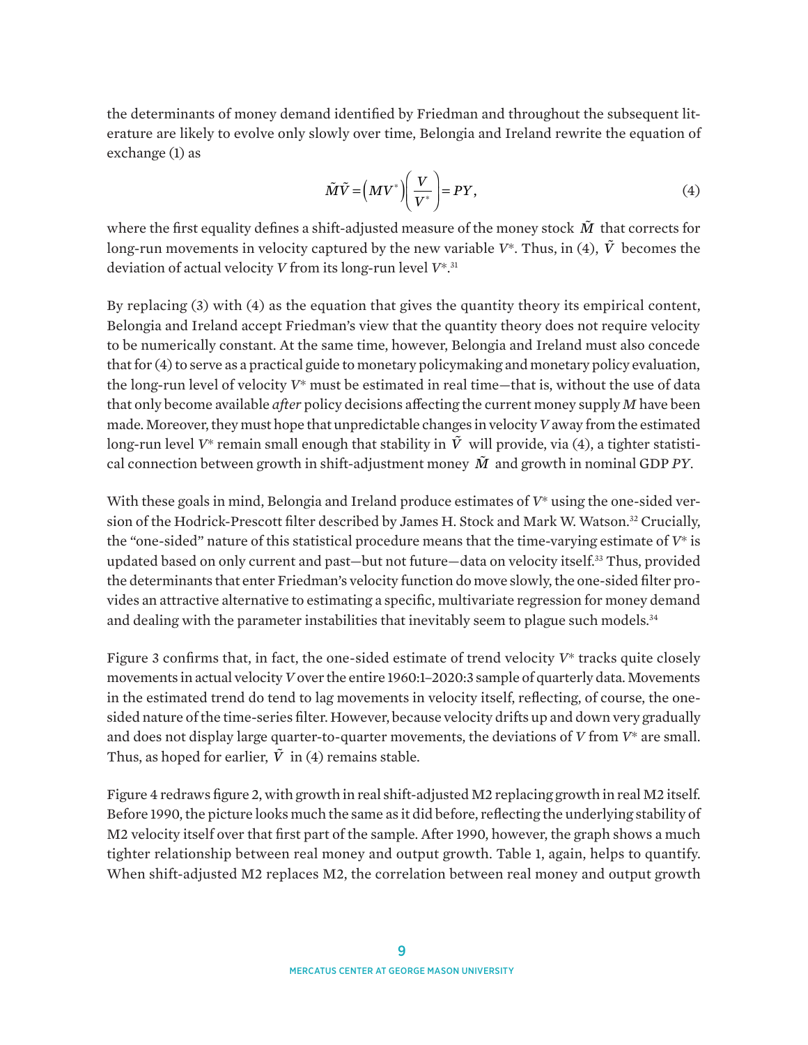the determinants of money demand identified by Friedman and throughout the subsequent literature are likely to evolve only slowly over time, Belongia and Ireland rewrite the equation of exchange (1) as

$$\tilde{M}\tilde{V} = \left(MV^{*}\right)\left(\frac{V}{V^{*}}\right) = PY, \tag{4}$$

where the first equality defines a shift-adjusted measure of the money stock $\tilde{M}$ that corrects for long-run movements in velocity captured by the new variable $V^{*}$. Thus, in (4), $\tilde{V}$ becomes the deviation of actual velocity $V$ from its long-run level $V^{*}$.[31]

By replacing (3) with (4) as the equation that gives the quantity theory its empirical content, Belongia and Ireland accept Friedman's view that the quantity theory does not require velocity to be numerically constant. At the same time, however, Belongia and Ireland must also concede that for (4) to serve as a practical guide to monetary policymaking and monetary policy evaluation, the long-run level of velocity $V^{*}$ must be estimated in real time—that is, without the use of data that only become available *after* policy decisions affecting the current money supply $M$ have been made. Moreover, they must hope that unpredictable changes in velocity $V$ away from the estimated long-run level $V^{*}$ remain small enough that stability in $\tilde{V}$ will provide, via (4), a tighter statistical connection between growth in shift-adjustment money $\tilde{M}$ and growth in nominal GDP $PY$.

With these goals in mind, Belongia and Ireland produce estimates of $V^{*}$ using the one-sided version of the Hodrick-Prescott filter described by James H. Stock and Mark W. Watson.[32] Crucially, the "one-sided" nature of this statistical procedure means that the time-varying estimate of $V^{*}$ is updated based on only current and past—but not future—data on velocity itself.[33] Thus, provided the determinants that enter Friedman's velocity function do move slowly, the one-sided filter provides an attractive alternative to estimating a specific, multivariate regression for money demand and dealing with the parameter instabilities that inevitably seem to plague such models.[34]

Figure 3 confirms that, in fact, the one-sided estimate of trend velocity $V^{*}$ tracks quite closely movements in actual velocity $V$ over the entire 1960:1–2020:3 sample of quarterly data. Movements in the estimated trend do tend to lag movements in velocity itself, reflecting, of course, the one-sided nature of the time-series filter. However, because velocity drifts up and down very gradually and does not display large quarter-to-quarter movements, the deviations of $V$ from $V^{*}$ are small. Thus, as hoped for earlier, $\tilde{V}$ in (4) remains stable.

Figure 4 redraws figure 2, with growth in real shift-adjusted M2 replacing growth in real M2 itself. Before 1990, the picture looks much the same as it did before, reflecting the underlying stability of M2 velocity itself over that first part of the sample. After 1990, however, the graph shows a much tighter relationship between real money and output growth. Table 1, again, helps to quantify. When shift-adjusted M2 replaces M2, the correlation between real money and output growth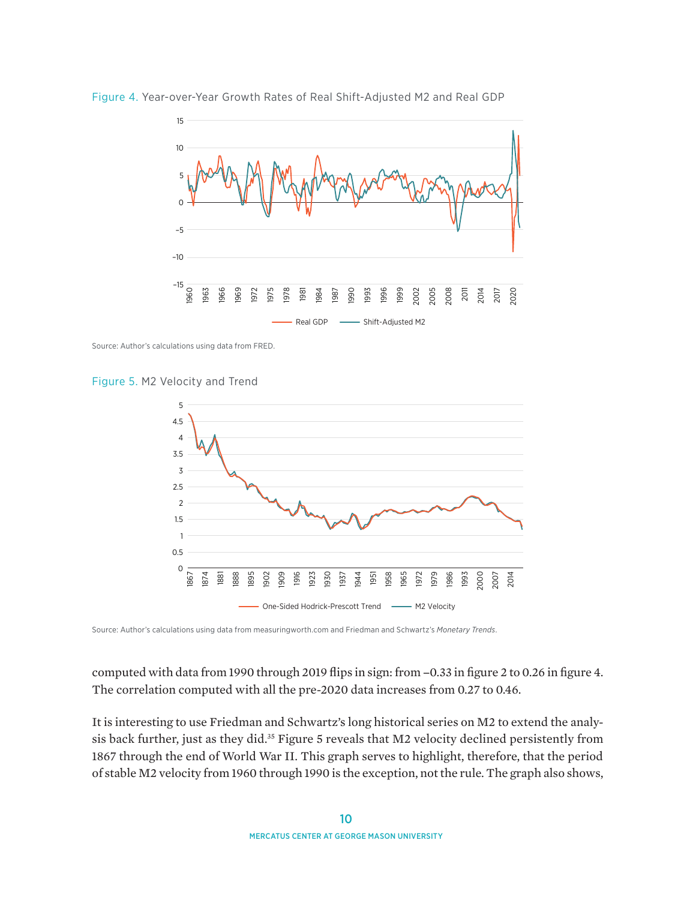Figure 4. Year-over-Year Growth Rates of Real Shift-Adjusted M2 and Real GDP

Source: Author's calculations using data from FRED.

Figure 5. M2 Velocity and Trend

Source: Author's calculations using data from measuringworth.com and Friedman and Schwartz's *Monetary Trends*.

computed with data from 1990 through 2019 flips in sign: from –0.33 in figure 2 to 0.26 in figure 4. The correlation computed with all the pre-2020 data increases from 0.27 to 0.46.

It is interesting to use Friedman and Schwartz's long historical series on M2 to extend the analysis back further, just as they did.[35] Figure 5 reveals that M2 velocity declined persistently from 1867 through the end of World War II. This graph serves to highlight, therefore, that the period of stable M2 velocity from 1960 through 1990 is the exception, not the rule. The graph also shows,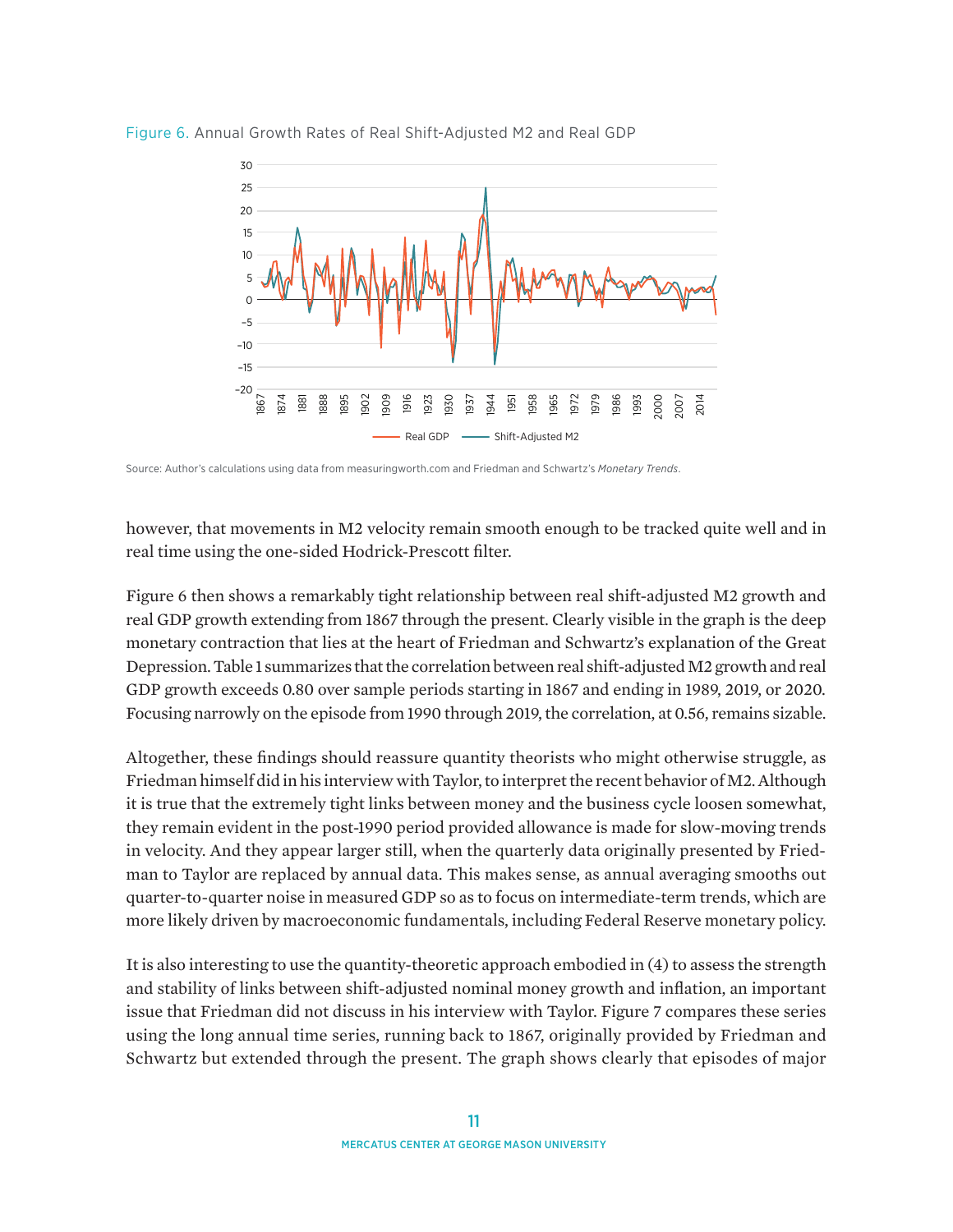Figure 6. Annual Growth Rates of Real Shift-Adjusted M2 and Real GDP

Source: Author's calculations using data from measuringworth.com and Friedman and Schwartz's *Monetary Trends*.

however, that movements in M2 velocity remain smooth enough to be tracked quite well and in real time using the one-sided Hodrick-Prescott filter.

Figure 6 then shows a remarkably tight relationship between real shift-adjusted M2 growth and real GDP growth extending from 1867 through the present. Clearly visible in the graph is the deep monetary contraction that lies at the heart of Friedman and Schwartz's explanation of the Great Depression. Table 1 summarizes that the correlation between real shift-adjusted M2 growth and real GDP growth exceeds 0.80 over sample periods starting in 1867 and ending in 1989, 2019, or 2020. Focusing narrowly on the episode from 1990 through 2019, the correlation, at 0.56, remains sizable.

Altogether, these findings should reassure quantity theorists who might otherwise struggle, as Friedman himself did in his interview with Taylor, to interpret the recent behavior of M2. Although it is true that the extremely tight links between money and the business cycle loosen somewhat, they remain evident in the post-1990 period provided allowance is made for slow-moving trends in velocity. And they appear larger still, when the quarterly data originally presented by Friedman to Taylor are replaced by annual data. This makes sense, as annual averaging smooths out quarter-to-quarter noise in measured GDP so as to focus on intermediate-term trends, which are more likely driven by macroeconomic fundamentals, including Federal Reserve monetary policy.

It is also interesting to use the quantity-theoretic approach embodied in (4) to assess the strength and stability of links between shift-adjusted nominal money growth and inflation, an important issue that Friedman did not discuss in his interview with Taylor. Figure 7 compares these series using the long annual time series, running back to 1867, originally provided by Friedman and Schwartz but extended through the present. The graph shows clearly that episodes of major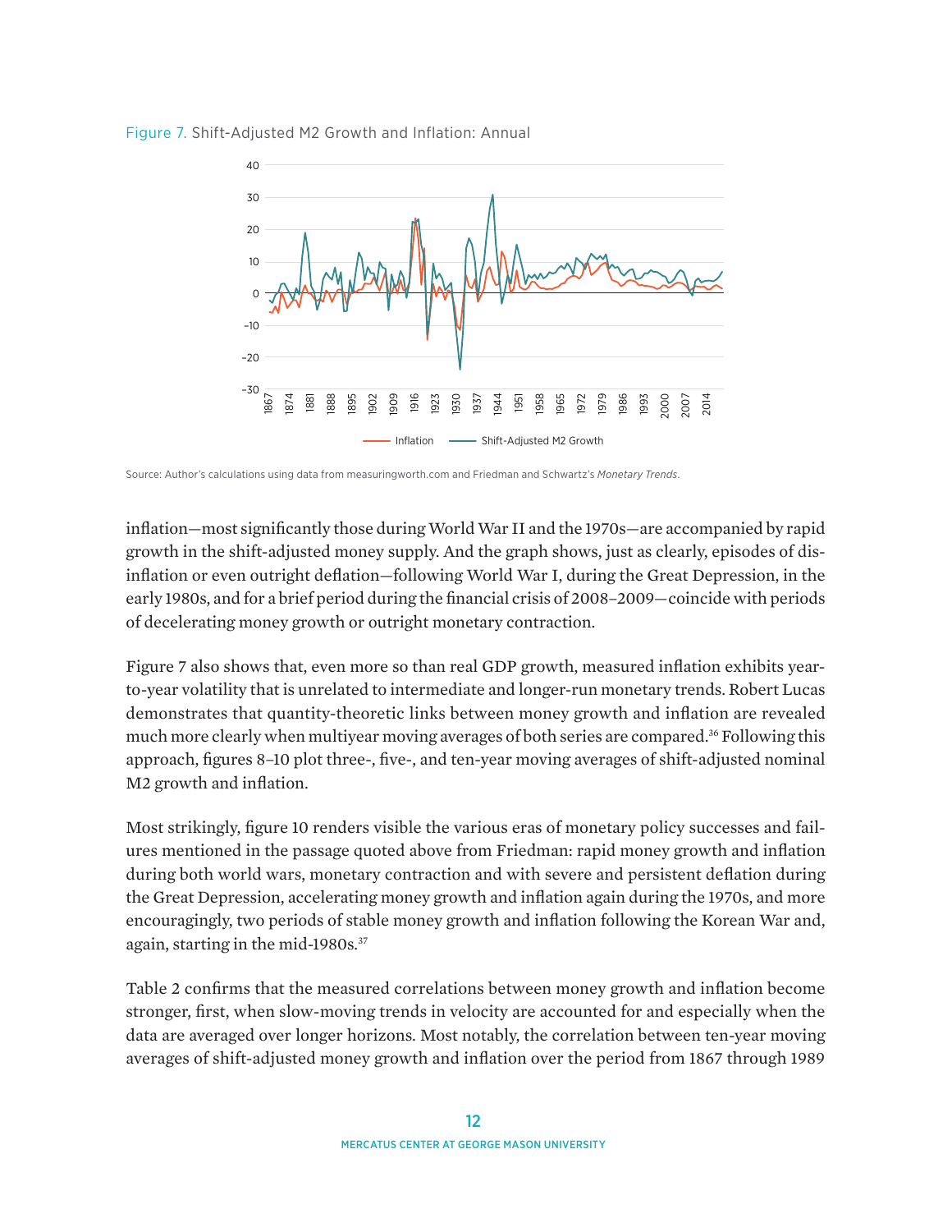Figure 7. Shift-Adjusted M2 Growth and Inflation: Annual

Source: Author's calculations using data from measuringworth.com and Friedman and Schwartz's *Monetary Trends*.

inflation—most significantly those during World War II and the 1970s—are accompanied by rapid growth in the shift-adjusted money supply. And the graph shows, just as clearly, episodes of disinflation or even outright deflation—following World War I, during the Great Depression, in the early 1980s, and for a brief period during the financial crisis of 2008–2009—coincide with periods of decelerating money growth or outright monetary contraction.

Figure 7 also shows that, even more so than real GDP growth, measured inflation exhibits year-to-year volatility that is unrelated to intermediate and longer-run monetary trends. Robert Lucas demonstrates that quantity-theoretic links between money growth and inflation are revealed much more clearly when multiyear moving averages of both series are compared.[36] Following this approach, figures 8–10 plot three-, five-, and ten-year moving averages of shift-adjusted nominal M2 growth and inflation.

Most strikingly, figure 10 renders visible the various eras of monetary policy successes and failures mentioned in the passage quoted above from Friedman: rapid money growth and inflation during both world wars, monetary contraction and with severe and persistent deflation during the Great Depression, accelerating money growth and inflation again during the 1970s, and more encouragingly, two periods of stable money growth and inflation following the Korean War and, again, starting in the mid-1980s.[37]

Table 2 confirms that the measured correlations between money growth and inflation become stronger, first, when slow-moving trends in velocity are accounted for and especially when the data are averaged over longer horizons. Most notably, the correlation between ten-year moving averages of shift-adjusted money growth and inflation over the period from 1867 through 1989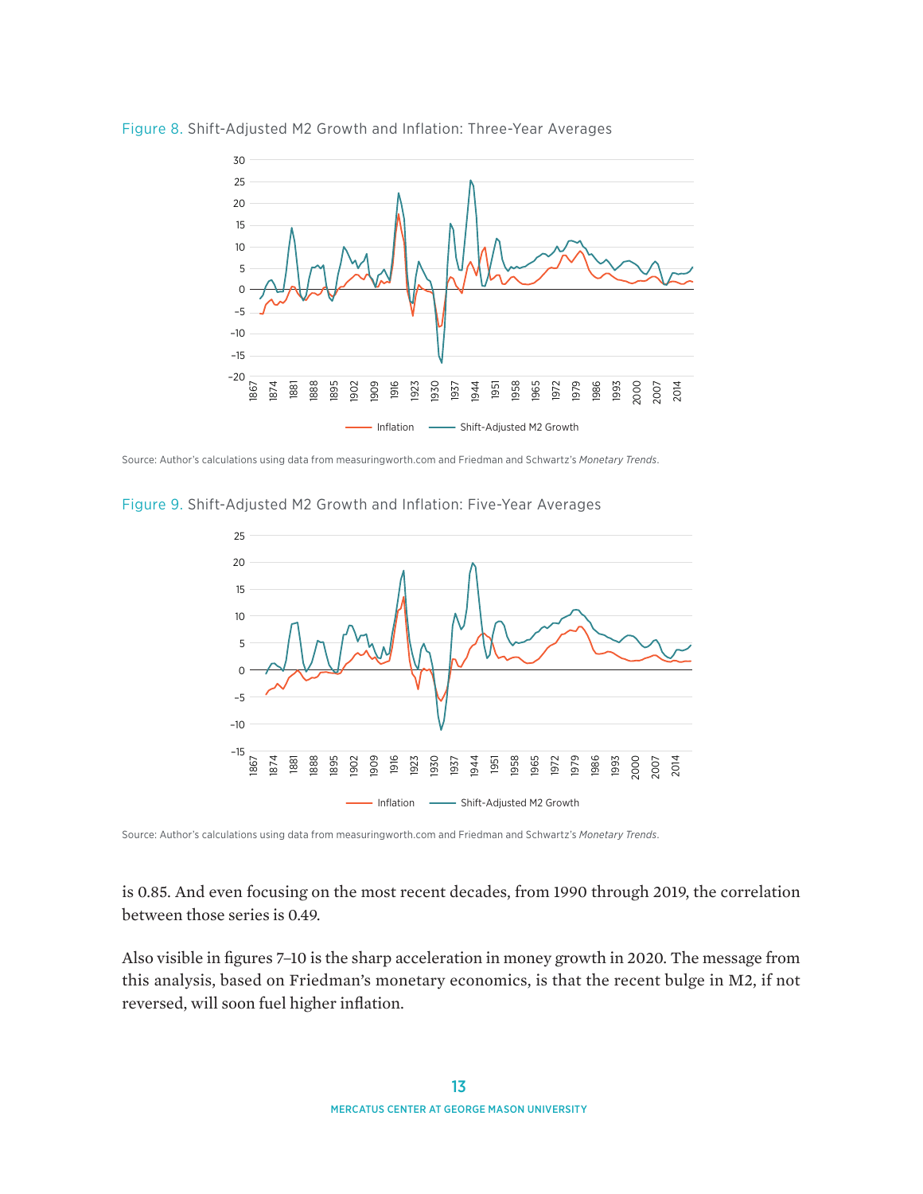Figure 8. Shift-Adjusted M2 Growth and Inflation: Three-Year Averages

Source: Author's calculations using data from measuringworth.com and Friedman and Schwartz's *Monetary Trends*.

Figure 9. Shift-Adjusted M2 Growth and Inflation: Five-Year Averages

Source: Author's calculations using data from measuringworth.com and Friedman and Schwartz's *Monetary Trends*.

is 0.85. And even focusing on the most recent decades, from 1990 through 2019, the correlation between those series is 0.49.

Also visible in figures 7–10 is the sharp acceleration in money growth in 2020. The message from this analysis, based on Friedman's monetary economics, is that the recent bulge in M2, if not reversed, will soon fuel higher inflation.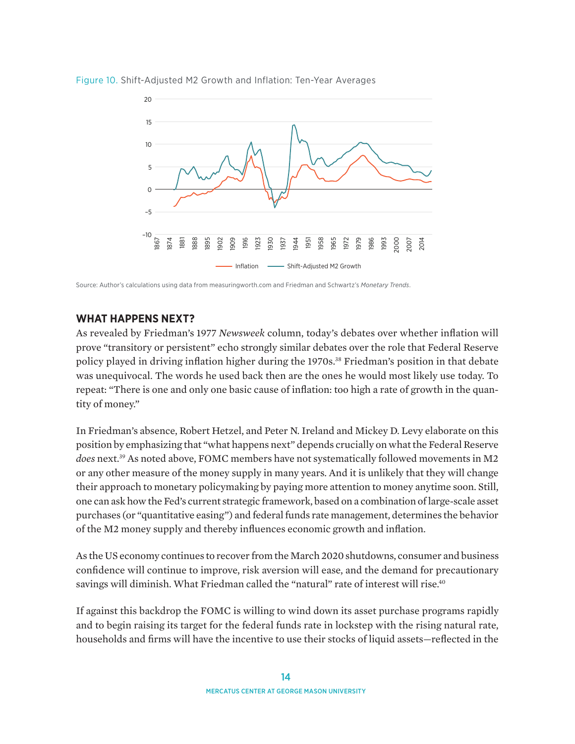Figure 10. Shift-Adjusted M2 Growth and Inflation: Ten-Year Averages

Source: Author's calculations using data from measuringworth.com and Friedman and Schwartz's *Monetary Trends*.

## WHAT HAPPENS NEXT?

As revealed by Friedman's 1977 *Newsweek* column, today's debates over whether inflation will prove "transitory or persistent" echo strongly similar debates over the role that Federal Reserve policy played in driving inflation higher during the 1970s.[38] Friedman's position in that debate was unequivocal. The words he used back then are the ones he would most likely use today. To repeat: "There is one and only one basic cause of inflation: too high a rate of growth in the quantity of money."

In Friedman's absence, Robert Hetzel, and Peter N. Ireland and Mickey D. Levy elaborate on this position by emphasizing that "what happens next" depends crucially on what the Federal Reserve *does* next.[39] As noted above, FOMC members have not systematically followed movements in M2 or any other measure of the money supply in many years. And it is unlikely that they will change their approach to monetary policymaking by paying more attention to money anytime soon. Still, one can ask how the Fed's current strategic framework, based on a combination of large-scale asset purchases (or "quantitative easing") and federal funds rate management, determines the behavior of the M2 money supply and thereby influences economic growth and inflation.

As the US economy continues to recover from the March 2020 shutdowns, consumer and business confidence will continue to improve, risk aversion will ease, and the demand for precautionary savings will diminish. What Friedman called the "natural" rate of interest will rise.[40]

If against this backdrop the FOMC is willing to wind down its asset purchase programs rapidly and to begin raising its target for the federal funds rate in lockstep with the rising natural rate, households and firms will have the incentive to use their stocks of liquid assets—reflected in the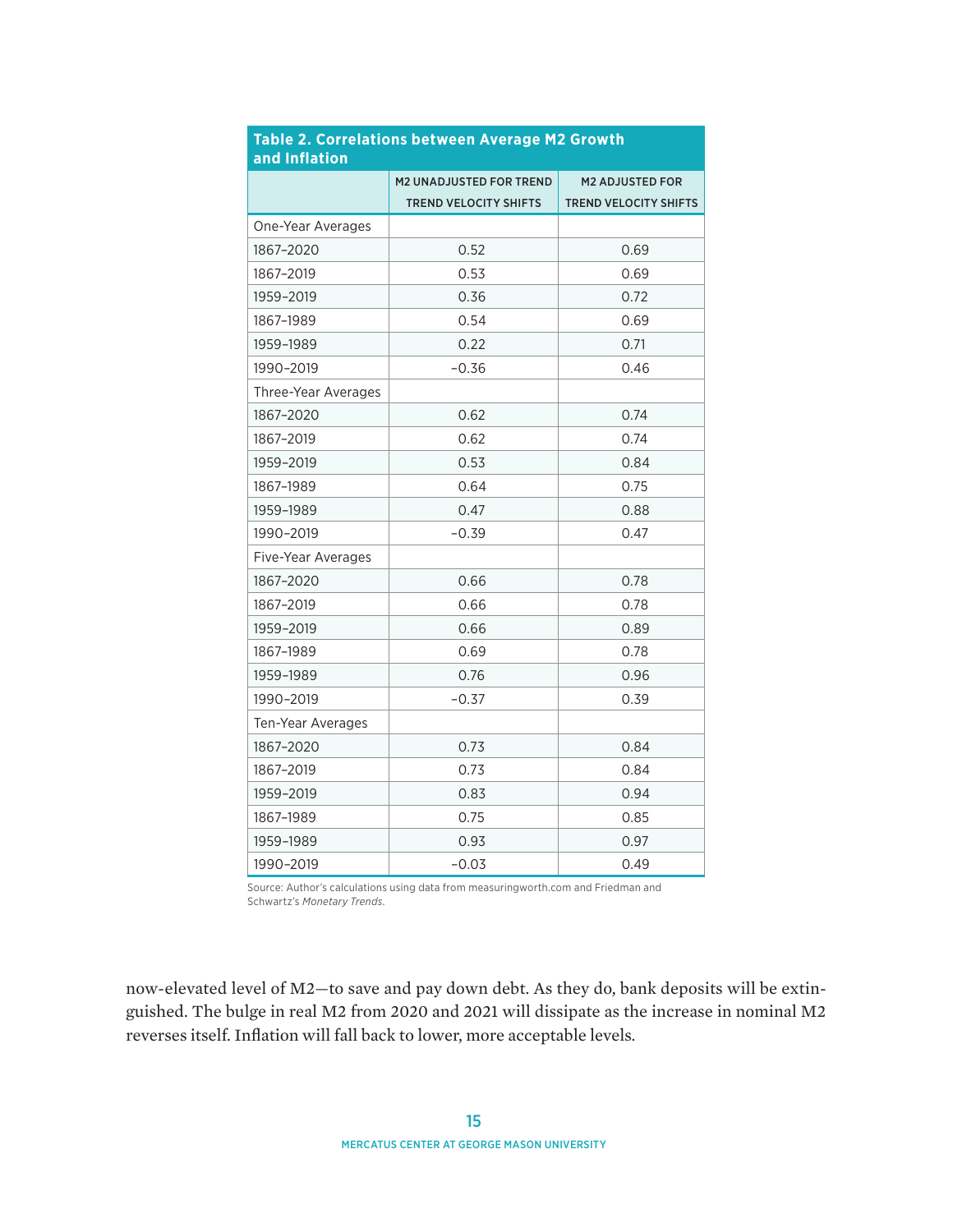**Table 2. Correlations between Average M2 Growth and Inflation**

| | M2 UNADJUSTED FOR TREND TREND VELOCITY SHIFTS | M2 ADJUSTED FOR TREND VELOCITY SHIFTS |
|---|---|---|
| One-Year Averages | | |
| 1867–2020 | 0.52 | 0.69 |
| 1867–2019 | 0.53 | 0.69 |
| 1959–2019 | 0.36 | 0.72 |
| 1867–1989 | 0.54 | 0.69 |
| 1959–1989 | 0.22 | 0.71 |
| 1990–2019 | −0.36 | 0.46 |
| Three-Year Averages | | |
| 1867–2020 | 0.62 | 0.74 |
| 1867–2019 | 0.62 | 0.74 |
| 1959–2019 | 0.53 | 0.84 |
| 1867–1989 | 0.64 | 0.75 |
| 1959–1989 | 0.47 | 0.88 |
| 1990–2019 | −0.39 | 0.47 |
| Five-Year Averages | | |
| 1867–2020 | 0.66 | 0.78 |
| 1867–2019 | 0.66 | 0.78 |
| 1959–2019 | 0.66 | 0.89 |
| 1867–1989 | 0.69 | 0.78 |
| 1959–1989 | 0.76 | 0.96 |
| 1990–2019 | −0.37 | 0.39 |
| Ten-Year Averages | | |
| 1867–2020 | 0.73 | 0.84 |
| 1867–2019 | 0.73 | 0.84 |
| 1959–2019 | 0.83 | 0.94 |
| 1867–1989 | 0.75 | 0.85 |
| 1959–1989 | 0.93 | 0.97 |
| 1990–2019 | −0.03 | 0.49 |

Source: Author's calculations using data from measuringworth.com and Friedman and Schwartz's *Monetary Trends*.

now-elevated level of M2—to save and pay down debt. As they do, bank deposits will be extinguished. The bulge in real M2 from 2020 and 2021 will dissipate as the increase in nominal M2 reverses itself. Inflation will fall back to lower, more acceptable levels.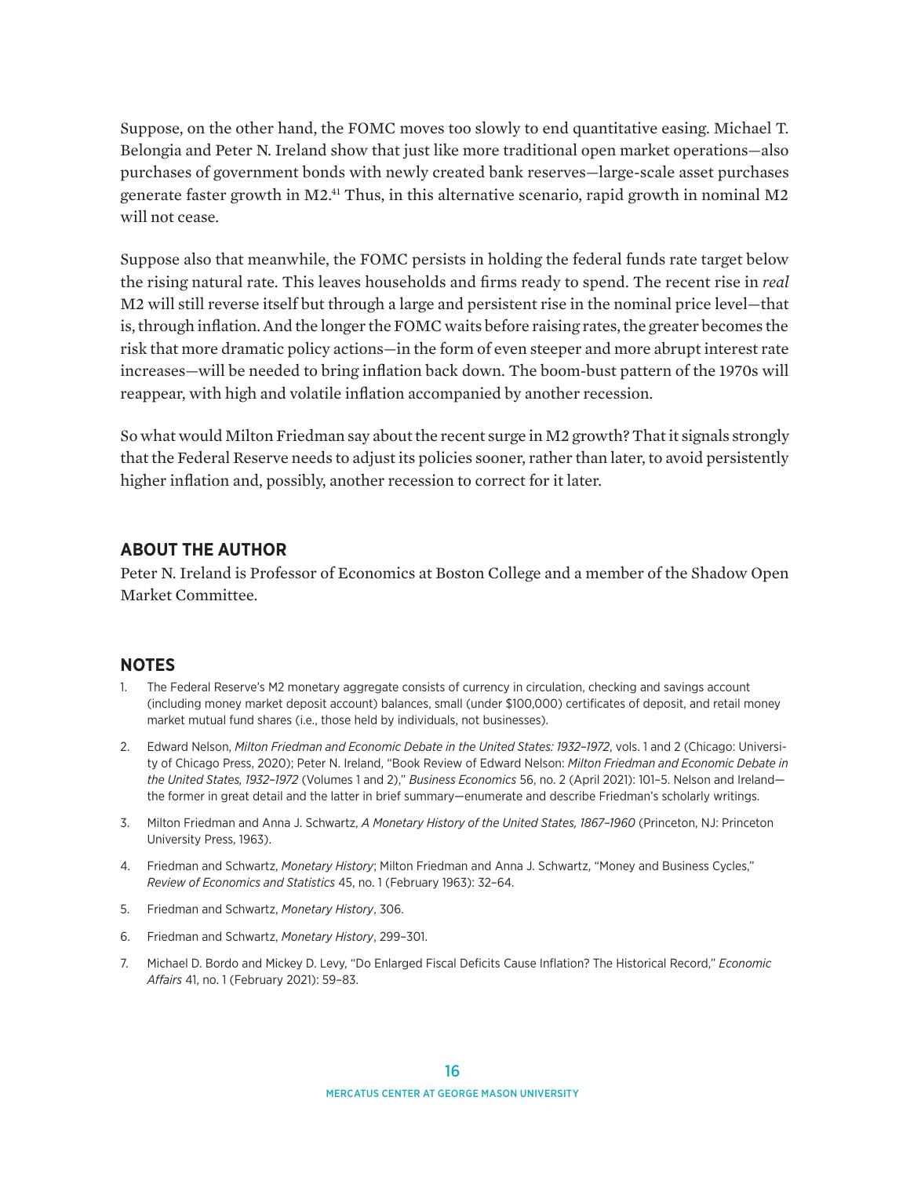Suppose, on the other hand, the FOMC moves too slowly to end quantitative easing. Michael T. Belongia and Peter N. Ireland show that just like more traditional open market operations—also purchases of government bonds with newly created bank reserves—large-scale asset purchases generate faster growth in M2.[41] Thus, in this alternative scenario, rapid growth in nominal M2 will not cease.

Suppose also that meanwhile, the FOMC persists in holding the federal funds rate target below the rising natural rate. This leaves households and firms ready to spend. The recent rise in *real* M2 will still reverse itself but through a large and persistent rise in the nominal price level—that is, through inflation. And the longer the FOMC waits before raising rates, the greater becomes the risk that more dramatic policy actions—in the form of even steeper and more abrupt interest rate increases—will be needed to bring inflation back down. The boom-bust pattern of the 1970s will reappear, with high and volatile inflation accompanied by another recession.

So what would Milton Friedman say about the recent surge in M2 growth? That it signals strongly that the Federal Reserve needs to adjust its policies sooner, rather than later, to avoid persistently higher inflation and, possibly, another recession to correct for it later.

## ABOUT THE AUTHOR

Peter N. Ireland is Professor of Economics at Boston College and a member of the Shadow Open Market Committee.

## NOTES

1. The Federal Reserve's M2 monetary aggregate consists of currency in circulation, checking and savings account (including money market deposit account) balances, small (under $100,000) certificates of deposit, and retail money market mutual fund shares (i.e., those held by individuals, not businesses).
2. Edward Nelson, *Milton Friedman and Economic Debate in the United States: 1932–1972*, vols. 1 and 2 (Chicago: University of Chicago Press, 2020); Peter N. Ireland, "Book Review of Edward Nelson: *Milton Friedman and Economic Debate in the United States, 1932–1972* (Volumes 1 and 2)," *Business Economics* 56, no. 2 (April 2021): 101–5. Nelson and Ireland—the former in great detail and the latter in brief summary—enumerate and describe Friedman's scholarly writings.
3. Milton Friedman and Anna J. Schwartz, *A Monetary History of the United States, 1867–1960* (Princeton, NJ: Princeton University Press, 1963).
4. Friedman and Schwartz, *Monetary History*; Milton Friedman and Anna J. Schwartz, "Money and Business Cycles," *Review of Economics and Statistics* 45, no. 1 (February 1963): 32–64.
5. Friedman and Schwartz, *Monetary History*, 306.
6. Friedman and Schwartz, *Monetary History*, 299–301.
7. Michael D. Bordo and Mickey D. Levy, "Do Enlarged Fiscal Deficits Cause Inflation? The Historical Record," *Economic Affairs* 41, no. 1 (February 2021): 59–83.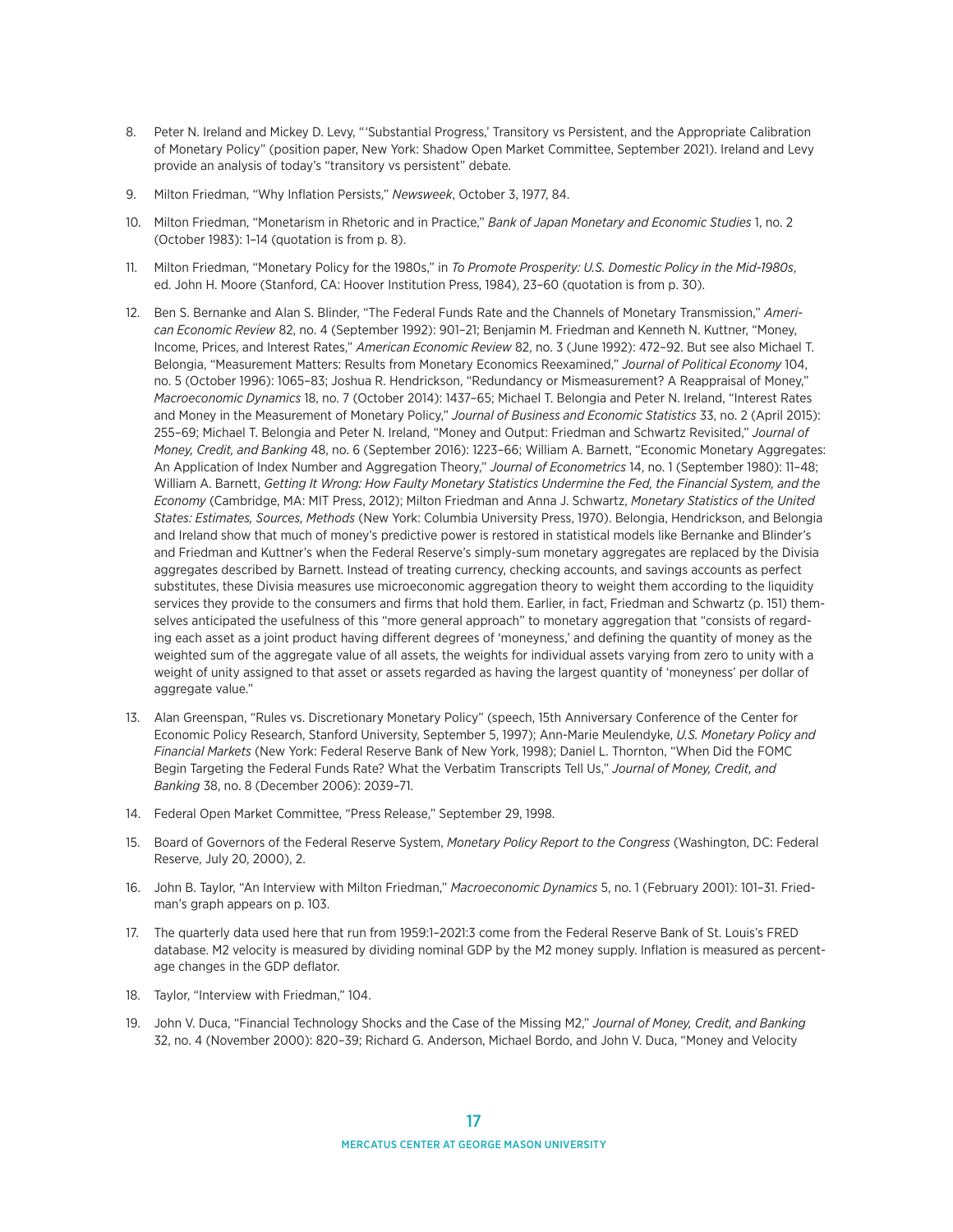8. Peter N. Ireland and Mickey D. Levy, "'Substantial Progress,' Transitory vs Persistent, and the Appropriate Calibration of Monetary Policy" (position paper, New York: Shadow Open Market Committee, September 2021). Ireland and Levy provide an analysis of today's "transitory vs persistent" debate.

9. Milton Friedman, "Why Inflation Persists," *Newsweek*, October 3, 1977, 84.

10. Milton Friedman, "Monetarism in Rhetoric and in Practice," *Bank of Japan Monetary and Economic Studies* 1, no. 2 (October 1983): 1–14 (quotation is from p. 8).

11. Milton Friedman, "Monetary Policy for the 1980s," in *To Promote Prosperity: U.S. Domestic Policy in the Mid-1980s*, ed. John H. Moore (Stanford, CA: Hoover Institution Press, 1984), 23–60 (quotation is from p. 30).

12. Ben S. Bernanke and Alan S. Blinder, "The Federal Funds Rate and the Channels of Monetary Transmission," *American Economic Review* 82, no. 4 (September 1992): 901–21; Benjamin M. Friedman and Kenneth N. Kuttner, "Money, Income, Prices, and Interest Rates," *American Economic Review* 82, no. 3 (June 1992): 472–92. But see also Michael T. Belongia, "Measurement Matters: Results from Monetary Economics Reexamined," *Journal of Political Economy* 104, no. 5 (October 1996): 1065–83; Joshua R. Hendrickson, "Redundancy or Mismeasurement? A Reappraisal of Money," *Macroeconomic Dynamics* 18, no. 7 (October 2014): 1437–65; Michael T. Belongia and Peter N. Ireland, "Interest Rates and Money in the Measurement of Monetary Policy," *Journal of Business and Economic Statistics* 33, no. 2 (April 2015): 255–69; Michael T. Belongia and Peter N. Ireland, "Money and Output: Friedman and Schwartz Revisited," *Journal of Money, Credit, and Banking* 48, no. 6 (September 2016): 1223–66; William A. Barnett, "Economic Monetary Aggregates: An Application of Index Number and Aggregation Theory," *Journal of Econometrics* 14, no. 1 (September 1980): 11–48; William A. Barnett, *Getting It Wrong: How Faulty Monetary Statistics Undermine the Fed, the Financial System, and the Economy* (Cambridge, MA: MIT Press, 2012); Milton Friedman and Anna J. Schwartz, *Monetary Statistics of the United States: Estimates, Sources, Methods* (New York: Columbia University Press, 1970). Belongia, Hendrickson, and Belongia and Ireland show that much of money's predictive power is restored in statistical models like Bernanke and Blinder's and Friedman and Kuttner's when the Federal Reserve's simply-sum monetary aggregates are replaced by the Divisia aggregates described by Barnett. Instead of treating currency, checking accounts, and savings accounts as perfect substitutes, these Divisia measures use microeconomic aggregation theory to weight them according to the liquidity services they provide to the consumers and firms that hold them. Earlier, in fact, Friedman and Schwartz (p. 151) themselves anticipated the usefulness of this "more general approach" to monetary aggregation that "consists of regarding each asset as a joint product having different degrees of 'moneyness,' and defining the quantity of money as the weighted sum of the aggregate value of all assets, the weights for individual assets varying from zero to unity with a weight of unity assigned to that asset or assets regarded as having the largest quantity of 'moneyness' per dollar of aggregate value."

13. Alan Greenspan, "Rules vs. Discretionary Monetary Policy" (speech, 15th Anniversary Conference of the Center for Economic Policy Research, Stanford University, September 5, 1997); Ann-Marie Meulendyke, *U.S. Monetary Policy and Financial Markets* (New York: Federal Reserve Bank of New York, 1998); Daniel L. Thornton, "When Did the FOMC Begin Targeting the Federal Funds Rate? What the Verbatim Transcripts Tell Us," *Journal of Money, Credit, and Banking* 38, no. 8 (December 2006): 2039–71.

14. Federal Open Market Committee, "Press Release," September 29, 1998.

15. Board of Governors of the Federal Reserve System, *Monetary Policy Report to the Congress* (Washington, DC: Federal Reserve, July 20, 2000), 2.

16. John B. Taylor, "An Interview with Milton Friedman," *Macroeconomic Dynamics* 5, no. 1 (February 2001): 101–31. Friedman's graph appears on p. 103.

17. The quarterly data used here that run from 1959:1–2021:3 come from the Federal Reserve Bank of St. Louis's FRED database. M2 velocity is measured by dividing nominal GDP by the M2 money supply. Inflation is measured as percentage changes in the GDP deflator.

18. Taylor, "Interview with Friedman," 104.

19. John V. Duca, "Financial Technology Shocks and the Case of the Missing M2," *Journal of Money, Credit, and Banking* 32, no. 4 (November 2000): 820–39; Richard G. Anderson, Michael Bordo, and John V. Duca, "Money and Velocity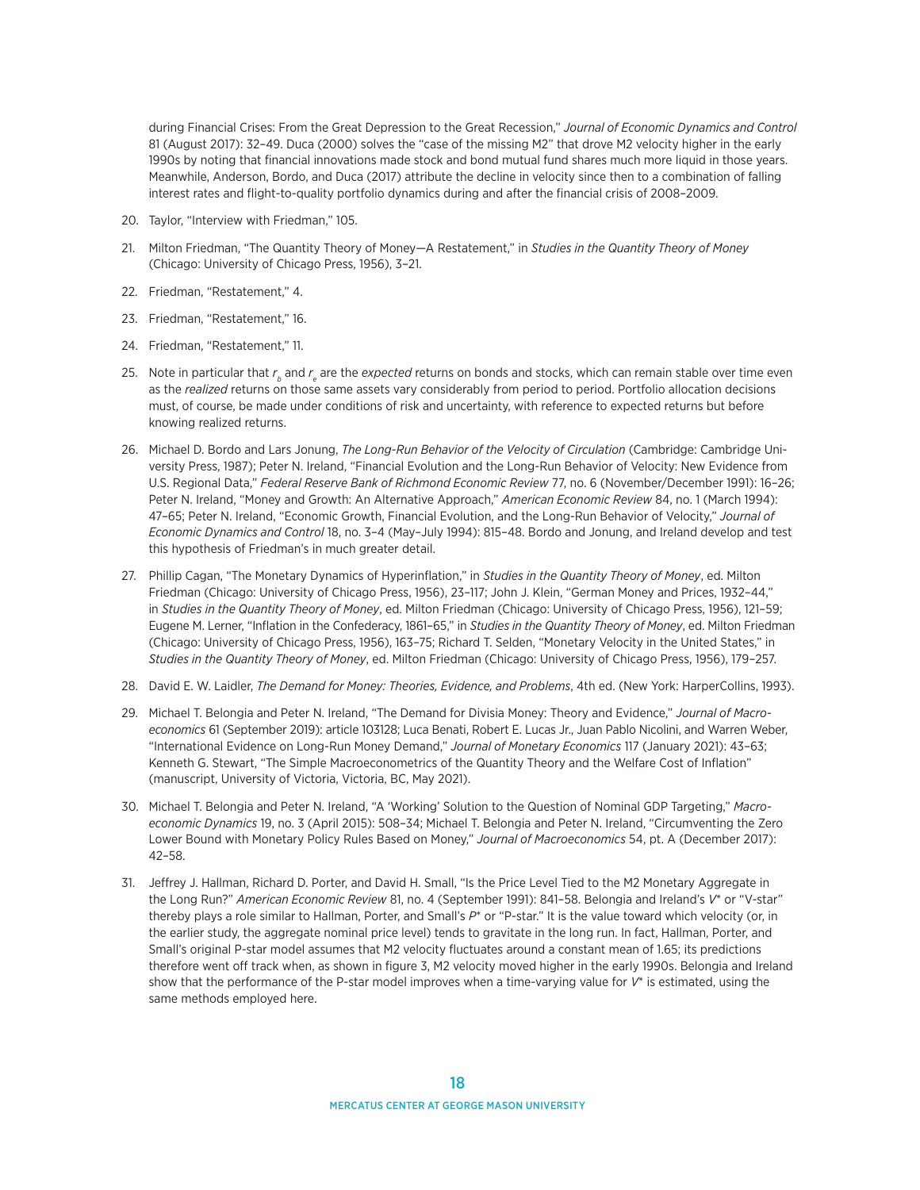during Financial Crises: From the Great Depression to the Great Recession," *Journal of Economic Dynamics and Control* 81 (August 2017): 32–49. Duca (2000) solves the "case of the missing M2" that drove M2 velocity higher in the early 1990s by noting that financial innovations made stock and bond mutual fund shares much more liquid in those years. Meanwhile, Anderson, Bordo, and Duca (2017) attribute the decline in velocity since then to a combination of falling interest rates and flight-to-quality portfolio dynamics during and after the financial crisis of 2008–2009.

20. Taylor, "Interview with Friedman," 105.

21. Milton Friedman, "The Quantity Theory of Money—A Restatement," in *Studies in the Quantity Theory of Money* (Chicago: University of Chicago Press, 1956), 3–21.

22. Friedman, "Restatement," 4.

23. Friedman, "Restatement," 16.

24. Friedman, "Restatement," 11.

25. Note in particular that $r_b$ and $r_e$ are the *expected* returns on bonds and stocks, which can remain stable over time even as the *realized* returns on those same assets vary considerably from period to period. Portfolio allocation decisions must, of course, be made under conditions of risk and uncertainty, with reference to expected returns but before knowing realized returns.

26. Michael D. Bordo and Lars Jonung, *The Long-Run Behavior of the Velocity of Circulation* (Cambridge: Cambridge University Press, 1987); Peter N. Ireland, "Financial Evolution and the Long-Run Behavior of Velocity: New Evidence from U.S. Regional Data," *Federal Reserve Bank of Richmond Economic Review* 77, no. 6 (November/December 1991): 16–26; Peter N. Ireland, "Money and Growth: An Alternative Approach," *American Economic Review* 84, no. 1 (March 1994): 47–65; Peter N. Ireland, "Economic Growth, Financial Evolution, and the Long-Run Behavior of Velocity," *Journal of Economic Dynamics and Control* 18, no. 3–4 (May–July 1994): 815–48. Bordo and Jonung, and Ireland develop and test this hypothesis of Friedman's in much greater detail.

27. Phillip Cagan, "The Monetary Dynamics of Hyperinflation," in *Studies in the Quantity Theory of Money*, ed. Milton Friedman (Chicago: University of Chicago Press, 1956), 23–117; John J. Klein, "German Money and Prices, 1932–44," in *Studies in the Quantity Theory of Money*, ed. Milton Friedman (Chicago: University of Chicago Press, 1956), 121–59; Eugene M. Lerner, "Inflation in the Confederacy, 1861–65," in *Studies in the Quantity Theory of Money*, ed. Milton Friedman (Chicago: University of Chicago Press, 1956), 163–75; Richard T. Selden, "Monetary Velocity in the United States," in *Studies in the Quantity Theory of Money*, ed. Milton Friedman (Chicago: University of Chicago Press, 1956), 179–257.

28. David E. W. Laidler, *The Demand for Money: Theories, Evidence, and Problems*, 4th ed. (New York: HarperCollins, 1993).

29. Michael T. Belongia and Peter N. Ireland, "The Demand for Divisia Money: Theory and Evidence," *Journal of Macroeconomics* 61 (September 2019): article 103128; Luca Benati, Robert E. Lucas Jr., Juan Pablo Nicolini, and Warren Weber, "International Evidence on Long-Run Money Demand," *Journal of Monetary Economics* 117 (January 2021): 43–63; Kenneth G. Stewart, "The Simple Macroeconometrics of the Quantity Theory and the Welfare Cost of Inflation" (manuscript, University of Victoria, Victoria, BC, May 2021).

30. Michael T. Belongia and Peter N. Ireland, "A 'Working' Solution to the Question of Nominal GDP Targeting," *Macroeconomic Dynamics* 19, no. 3 (April 2015): 508–34; Michael T. Belongia and Peter N. Ireland, "Circumventing the Zero Lower Bound with Monetary Policy Rules Based on Money," *Journal of Macroeconomics* 54, pt. A (December 2017): 42–58.

31. Jeffrey J. Hallman, Richard D. Porter, and David H. Small, "Is the Price Level Tied to the M2 Monetary Aggregate in the Long Run?" *American Economic Review* 81, no. 4 (September 1991): 841–58. Belongia and Ireland's $V^*$ or "V-star" thereby plays a role similar to Hallman, Porter, and Small's $P^*$ or "P-star." It is the value toward which velocity (or, in the earlier study, the aggregate nominal price level) tends to gravitate in the long run. In fact, Hallman, Porter, and Small's original P-star model assumes that M2 velocity fluctuates around a constant mean of 1.65; its predictions therefore went off track when, as shown in figure 3, M2 velocity moved higher in the early 1990s. Belongia and Ireland show that the performance of the P-star model improves when a time-varying value for $V^*$ is estimated, using the same methods employed here.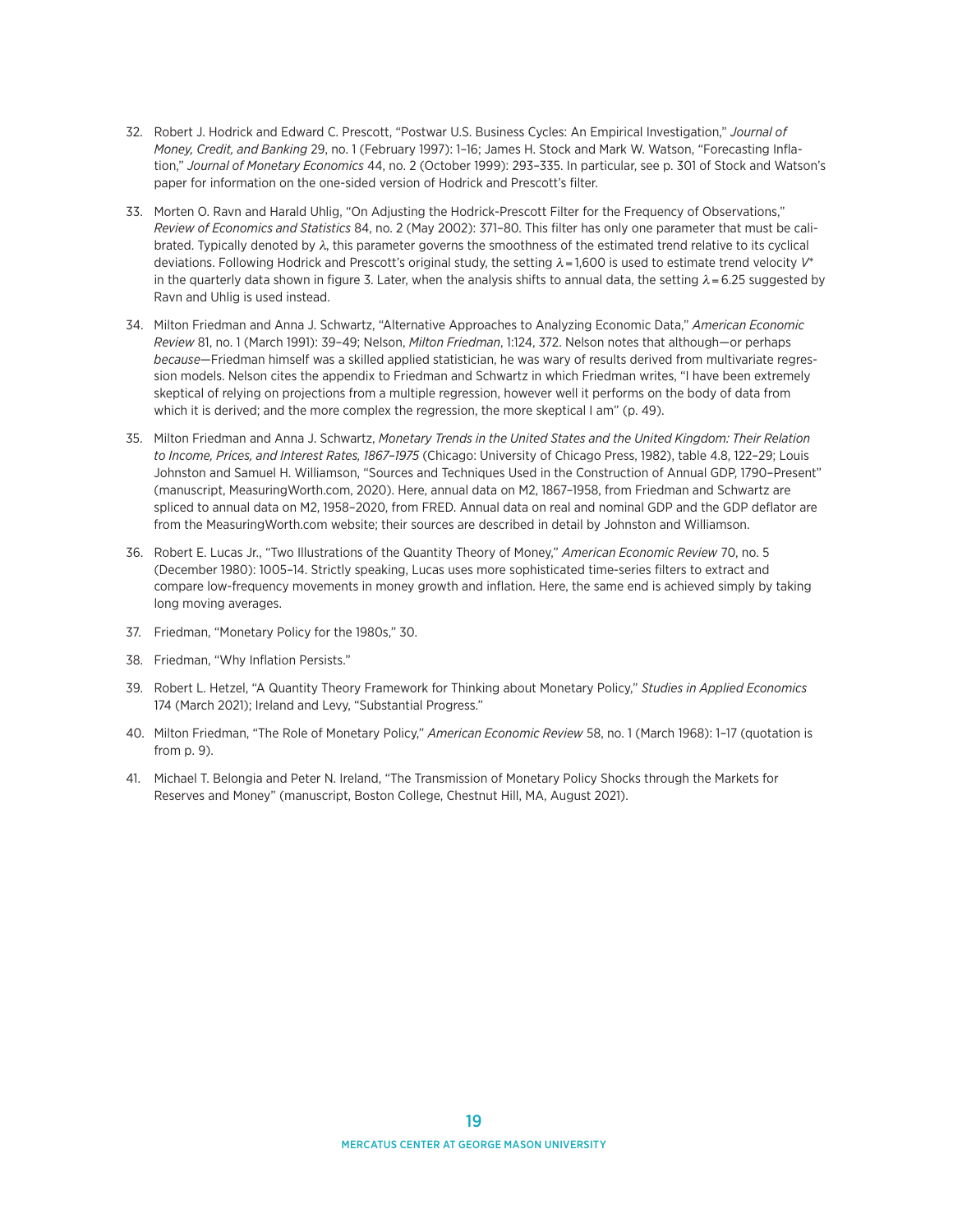32. Robert J. Hodrick and Edward C. Prescott, "Postwar U.S. Business Cycles: An Empirical Investigation," *Journal of Money, Credit, and Banking* 29, no. 1 (February 1997): 1–16; James H. Stock and Mark W. Watson, "Forecasting Inflation," *Journal of Monetary Economics* 44, no. 2 (October 1999): 293–335. In particular, see p. 301 of Stock and Watson's paper for information on the one-sided version of Hodrick and Prescott's filter.

33. Morten O. Ravn and Harald Uhlig, "On Adjusting the Hodrick-Prescott Filter for the Frequency of Observations," *Review of Economics and Statistics* 84, no. 2 (May 2002): 371–80. This filter has only one parameter that must be calibrated. Typically denoted by $\lambda$, this parameter governs the smoothness of the estimated trend relative to its cyclical deviations. Following Hodrick and Prescott's original study, the setting $\lambda = 1{,}600$ is used to estimate trend velocity $V^*$ in the quarterly data shown in figure 3. Later, when the analysis shifts to annual data, the setting $\lambda = 6.25$ suggested by Ravn and Uhlig is used instead.

34. Milton Friedman and Anna J. Schwartz, "Alternative Approaches to Analyzing Economic Data," *American Economic Review* 81, no. 1 (March 1991): 39–49; Nelson, *Milton Friedman*, 1:124, 372. Nelson notes that although—or perhaps *because*—Friedman himself was a skilled applied statistician, he was wary of results derived from multivariate regression models. Nelson cites the appendix to Friedman and Schwartz in which Friedman writes, "I have been extremely skeptical of relying on projections from a multiple regression, however well it performs on the body of data from which it is derived; and the more complex the regression, the more skeptical I am" (p. 49).

35. Milton Friedman and Anna J. Schwartz, *Monetary Trends in the United States and the United Kingdom: Their Relation to Income, Prices, and Interest Rates, 1867–1975* (Chicago: University of Chicago Press, 1982), table 4.8, 122–29; Louis Johnston and Samuel H. Williamson, "Sources and Techniques Used in the Construction of Annual GDP, 1790–Present" (manuscript, MeasuringWorth.com, 2020). Here, annual data on M2, 1867–1958, from Friedman and Schwartz are spliced to annual data on M2, 1958–2020, from FRED. Annual data on real and nominal GDP and the GDP deflator are from the MeasuringWorth.com website; their sources are described in detail by Johnston and Williamson.

36. Robert E. Lucas Jr., "Two Illustrations of the Quantity Theory of Money," *American Economic Review* 70, no. 5 (December 1980): 1005–14. Strictly speaking, Lucas uses more sophisticated time-series filters to extract and compare low-frequency movements in money growth and inflation. Here, the same end is achieved simply by taking long moving averages.

37. Friedman, "Monetary Policy for the 1980s," 30.

38. Friedman, "Why Inflation Persists."

39. Robert L. Hetzel, "A Quantity Theory Framework for Thinking about Monetary Policy," *Studies in Applied Economics* 174 (March 2021); Ireland and Levy, "Substantial Progress."

40. Milton Friedman, "The Role of Monetary Policy," *American Economic Review* 58, no. 1 (March 1968): 1–17 (quotation is from p. 9).

41. Michael T. Belongia and Peter N. Ireland, "The Transmission of Monetary Policy Shocks through the Markets for Reserves and Money" (manuscript, Boston College, Chestnut Hill, MA, August 2021).